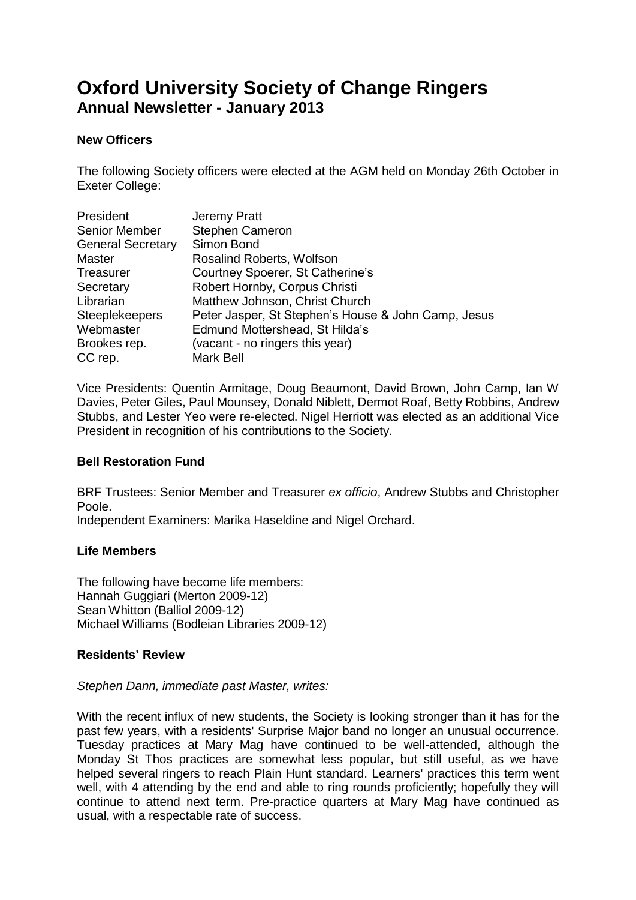# Oxford University Society of Change Ringers
## Annual Newsletter - January 2013

### New Officers

The following Society officers were elected at the AGM held on Monday 26th October in Exeter College:

| | |
|---|---|
| President | Jeremy Pratt |
| Senior Member | Stephen Cameron |
| General Secretary | Simon Bond |
| Master | Rosalind Roberts, Wolfson |
| Treasurer | Courtney Spoerer, St Catherine's |
| Secretary | Robert Hornby, Corpus Christi |
| Librarian | Matthew Johnson, Christ Church |
| Steeplekeepers | Peter Jasper, St Stephen's House & John Camp, Jesus |
| Webmaster | Edmund Mottershead, St Hilda's |
| Brookes rep. | (vacant - no ringers this year) |
| CC rep. | Mark Bell |

Vice Presidents: Quentin Armitage, Doug Beaumont, David Brown, John Camp, Ian W Davies, Peter Giles, Paul Mounsey, Donald Niblett, Dermot Roaf, Betty Robbins, Andrew Stubbs, and Lester Yeo were re-elected. Nigel Herriott was elected as an additional Vice President in recognition of his contributions to the Society.

### Bell Restoration Fund

BRF Trustees: Senior Member and Treasurer *ex officio*, Andrew Stubbs and Christopher Poole.
Independent Examiners: Marika Haseldine and Nigel Orchard.

### Life Members

The following have become life members:
Hannah Guggiari (Merton 2009-12)
Sean Whitton (Balliol 2009-12)
Michael Williams (Bodleian Libraries 2009-12)

### Residents' Review

*Stephen Dann, immediate past Master, writes:*

With the recent influx of new students, the Society is looking stronger than it has for the past few years, with a residents' Surprise Major band no longer an unusual occurrence. Tuesday practices at Mary Mag have continued to be well-attended, although the Monday St Thos practices are somewhat less popular, but still useful, as we have helped several ringers to reach Plain Hunt standard. Learners' practices this term went well, with 4 attending by the end and able to ring rounds proficiently; hopefully they will continue to attend next term. Pre-practice quarters at Mary Mag have continued as usual, with a respectable rate of success.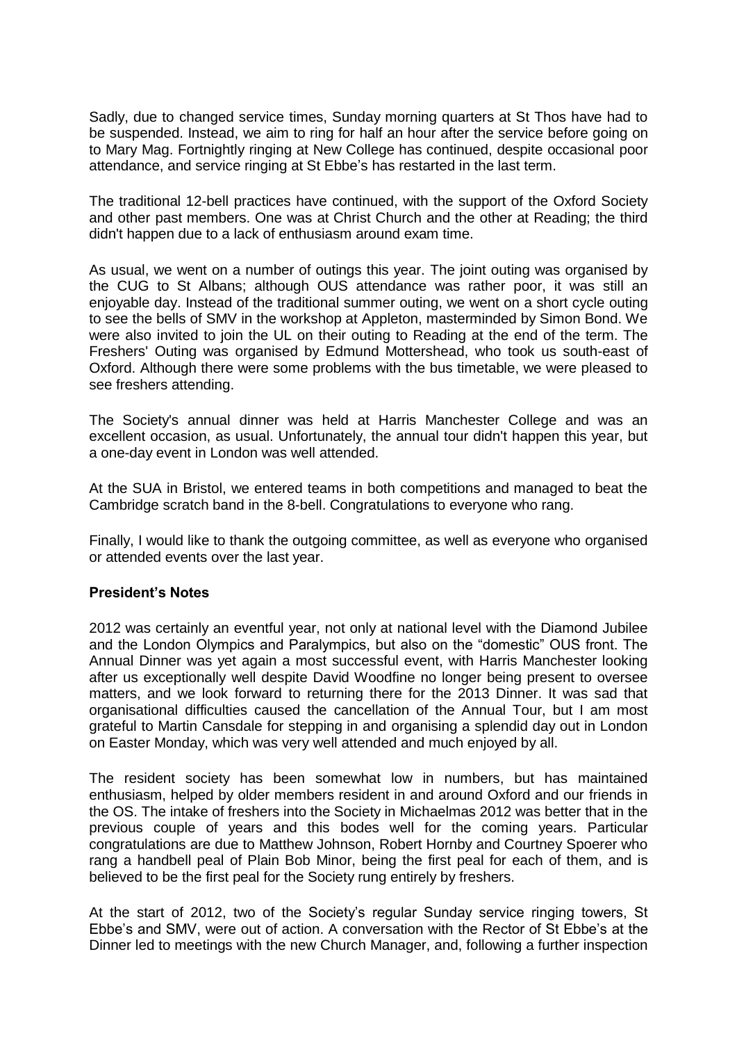Sadly, due to changed service times, Sunday morning quarters at St Thos have had to be suspended. Instead, we aim to ring for half an hour after the service before going on to Mary Mag. Fortnightly ringing at New College has continued, despite occasional poor attendance, and service ringing at St Ebbe's has restarted in the last term.

The traditional 12-bell practices have continued, with the support of the Oxford Society and other past members. One was at Christ Church and the other at Reading; the third didn't happen due to a lack of enthusiasm around exam time.

As usual, we went on a number of outings this year. The joint outing was organised by the CUG to St Albans; although OUS attendance was rather poor, it was still an enjoyable day. Instead of the traditional summer outing, we went on a short cycle outing to see the bells of SMV in the workshop at Appleton, masterminded by Simon Bond. We were also invited to join the UL on their outing to Reading at the end of the term. The Freshers' Outing was organised by Edmund Mottershead, who took us south-east of Oxford. Although there were some problems with the bus timetable, we were pleased to see freshers attending.

The Society's annual dinner was held at Harris Manchester College and was an excellent occasion, as usual. Unfortunately, the annual tour didn't happen this year, but a one-day event in London was well attended.

At the SUA in Bristol, we entered teams in both competitions and managed to beat the Cambridge scratch band in the 8-bell. Congratulations to everyone who rang.

Finally, I would like to thank the outgoing committee, as well as everyone who organised or attended events over the last year.

**President's Notes**

2012 was certainly an eventful year, not only at national level with the Diamond Jubilee and the London Olympics and Paralympics, but also on the "domestic" OUS front. The Annual Dinner was yet again a most successful event, with Harris Manchester looking after us exceptionally well despite David Woodfine no longer being present to oversee matters, and we look forward to returning there for the 2013 Dinner. It was sad that organisational difficulties caused the cancellation of the Annual Tour, but I am most grateful to Martin Cansdale for stepping in and organising a splendid day out in London on Easter Monday, which was very well attended and much enjoyed by all.

The resident society has been somewhat low in numbers, but has maintained enthusiasm, helped by older members resident in and around Oxford and our friends in the OS. The intake of freshers into the Society in Michaelmas 2012 was better that in the previous couple of years and this bodes well for the coming years. Particular congratulations are due to Matthew Johnson, Robert Hornby and Courtney Spoerer who rang a handbell peal of Plain Bob Minor, being the first peal for each of them, and is believed to be the first peal for the Society rung entirely by freshers.

At the start of 2012, two of the Society's regular Sunday service ringing towers, St Ebbe's and SMV, were out of action. A conversation with the Rector of St Ebbe's at the Dinner led to meetings with the new Church Manager, and, following a further inspection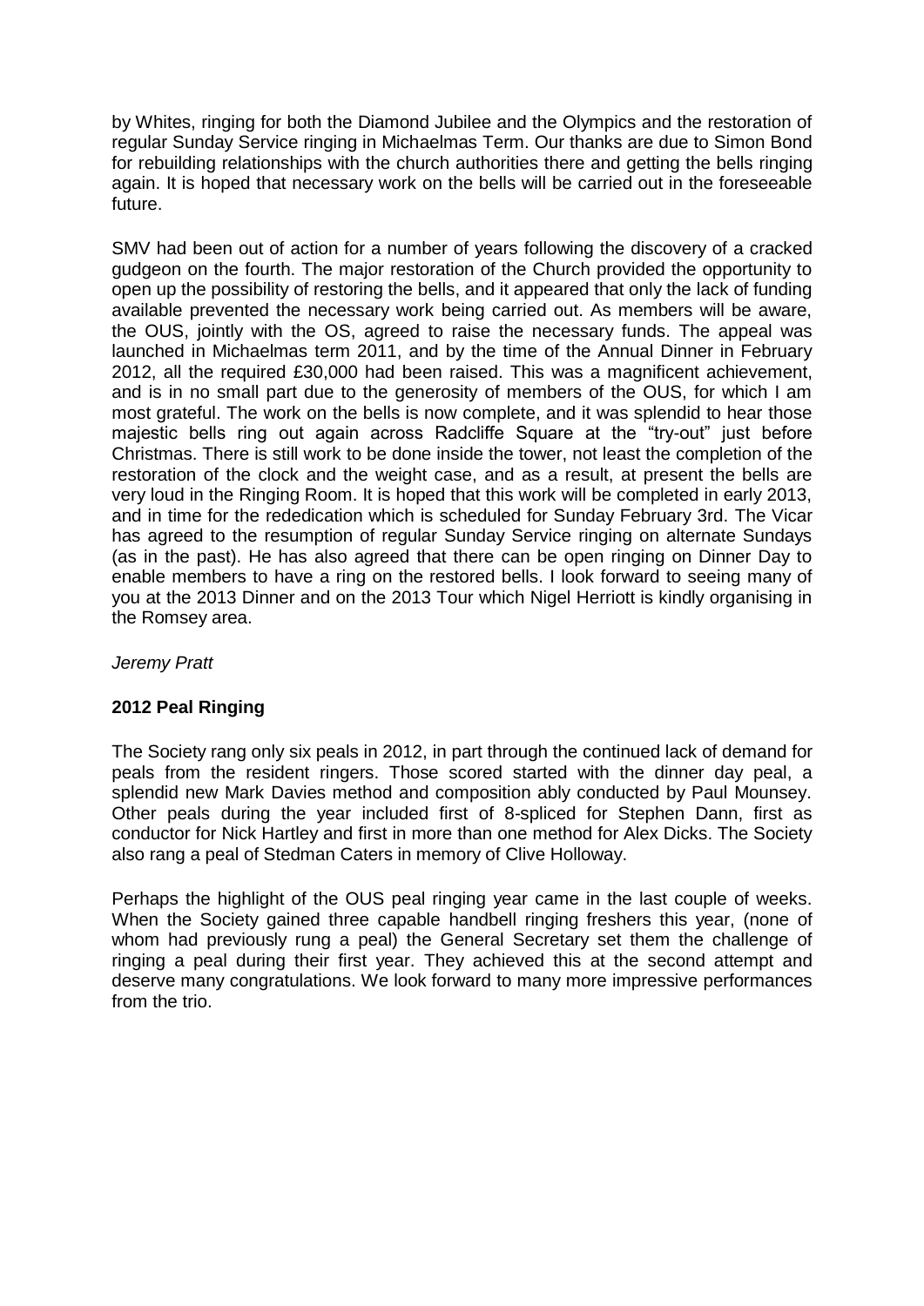by Whites, ringing for both the Diamond Jubilee and the Olympics and the restoration of regular Sunday Service ringing in Michaelmas Term. Our thanks are due to Simon Bond for rebuilding relationships with the church authorities there and getting the bells ringing again. It is hoped that necessary work on the bells will be carried out in the foreseeable future.

SMV had been out of action for a number of years following the discovery of a cracked gudgeon on the fourth. The major restoration of the Church provided the opportunity to open up the possibility of restoring the bells, and it appeared that only the lack of funding available prevented the necessary work being carried out. As members will be aware, the OUS, jointly with the OS, agreed to raise the necessary funds. The appeal was launched in Michaelmas term 2011, and by the time of the Annual Dinner in February 2012, all the required £30,000 had been raised. This was a magnificent achievement, and is in no small part due to the generosity of members of the OUS, for which I am most grateful. The work on the bells is now complete, and it was splendid to hear those majestic bells ring out again across Radcliffe Square at the "try-out" just before Christmas. There is still work to be done inside the tower, not least the completion of the restoration of the clock and the weight case, and as a result, at present the bells are very loud in the Ringing Room. It is hoped that this work will be completed in early 2013, and in time for the rededication which is scheduled for Sunday February 3rd. The Vicar has agreed to the resumption of regular Sunday Service ringing on alternate Sundays (as in the past). He has also agreed that there can be open ringing on Dinner Day to enable members to have a ring on the restored bells. I look forward to seeing many of you at the 2013 Dinner and on the 2013 Tour which Nigel Herriott is kindly organising in the Romsey area.

*Jeremy Pratt*

**2012 Peal Ringing**

The Society rang only six peals in 2012, in part through the continued lack of demand for peals from the resident ringers. Those scored started with the dinner day peal, a splendid new Mark Davies method and composition ably conducted by Paul Mounsey. Other peals during the year included first of 8-spliced for Stephen Dann, first as conductor for Nick Hartley and first in more than one method for Alex Dicks. The Society also rang a peal of Stedman Caters in memory of Clive Holloway.

Perhaps the highlight of the OUS peal ringing year came in the last couple of weeks. When the Society gained three capable handbell ringing freshers this year, (none of whom had previously rung a peal) the General Secretary set them the challenge of ringing a peal during their first year. They achieved this at the second attempt and deserve many congratulations. We look forward to many more impressive performances from the trio.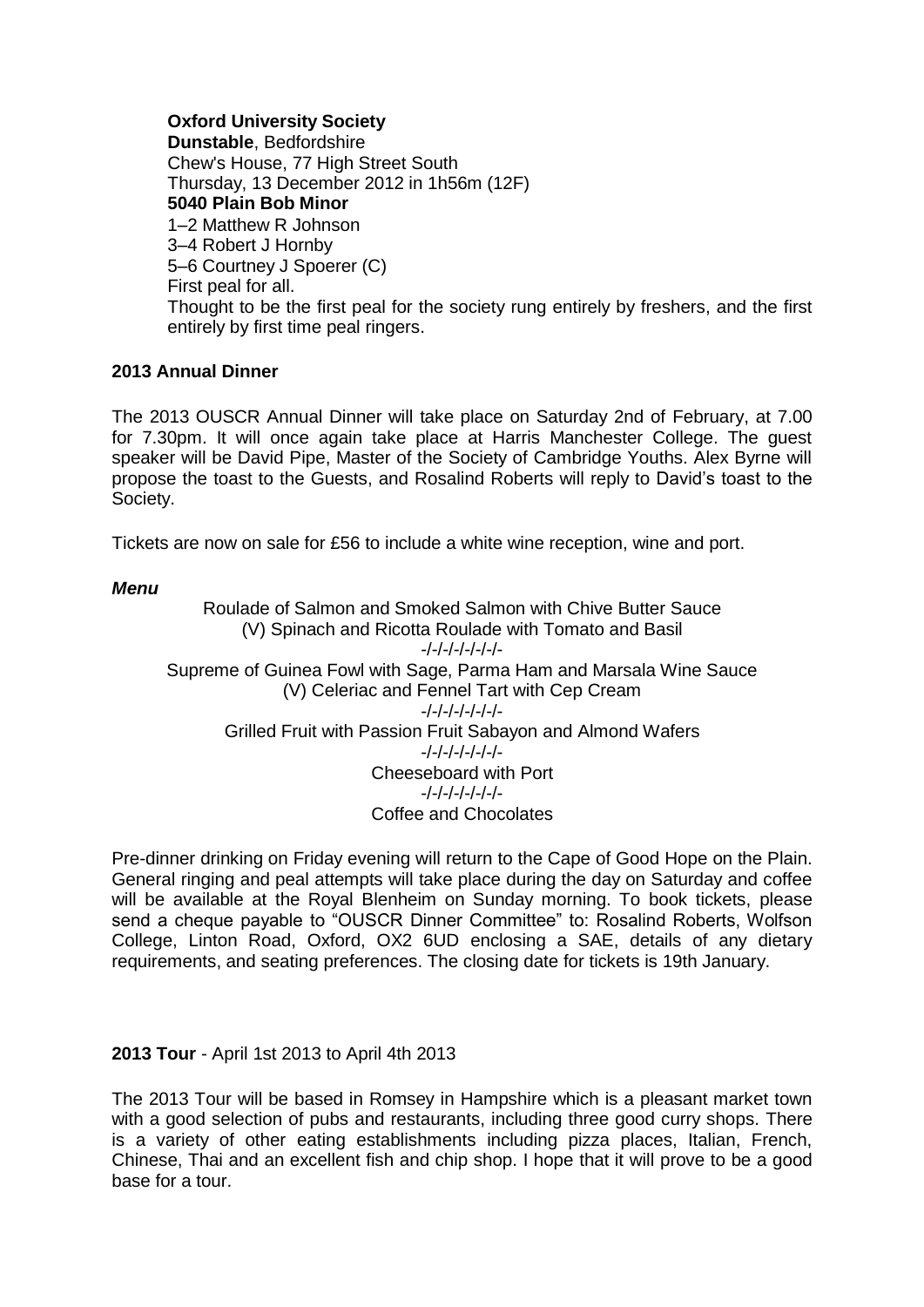**Oxford University Society**
**Dunstable**, Bedfordshire
Chew's House, 77 High Street South
Thursday, 13 December 2012 in 1h56m (12F)
**5040 Plain Bob Minor**
1–2 Matthew R Johnson
3–4 Robert J Hornby
5–6 Courtney J Spoerer (C)
First peal for all.
Thought to be the first peal for the society rung entirely by freshers, and the first entirely by first time peal ringers.

**2013 Annual Dinner**

The 2013 OUSCR Annual Dinner will take place on Saturday 2nd of February, at 7.00 for 7.30pm. It will once again take place at Harris Manchester College. The guest speaker will be David Pipe, Master of the Society of Cambridge Youths. Alex Byrne will propose the toast to the Guests, and Rosalind Roberts will reply to David's toast to the Society.

Tickets are now on sale for £56 to include a white wine reception, wine and port.

***Menu***

Roulade of Salmon and Smoked Salmon with Chive Butter Sauce
(V) Spinach and Ricotta Roulade with Tomato and Basil
-/-/-/-/-/-/-/-
Supreme of Guinea Fowl with Sage, Parma Ham and Marsala Wine Sauce
(V) Celeriac and Fennel Tart with Cep Cream
-/-/-/-/-/-/-/-
Grilled Fruit with Passion Fruit Sabayon and Almond Wafers
-/-/-/-/-/-/-/-
Cheeseboard with Port
-/-/-/-/-/-/-/-
Coffee and Chocolates

Pre-dinner drinking on Friday evening will return to the Cape of Good Hope on the Plain. General ringing and peal attempts will take place during the day on Saturday and coffee will be available at the Royal Blenheim on Sunday morning. To book tickets, please send a cheque payable to "OUSCR Dinner Committee" to: Rosalind Roberts, Wolfson College, Linton Road, Oxford, OX2 6UD enclosing a SAE, details of any dietary requirements, and seating preferences. The closing date for tickets is 19th January.

**2013 Tour** - April 1st 2013 to April 4th 2013

The 2013 Tour will be based in Romsey in Hampshire which is a pleasant market town with a good selection of pubs and restaurants, including three good curry shops. There is a variety of other eating establishments including pizza places, Italian, French, Chinese, Thai and an excellent fish and chip shop. I hope that it will prove to be a good base for a tour.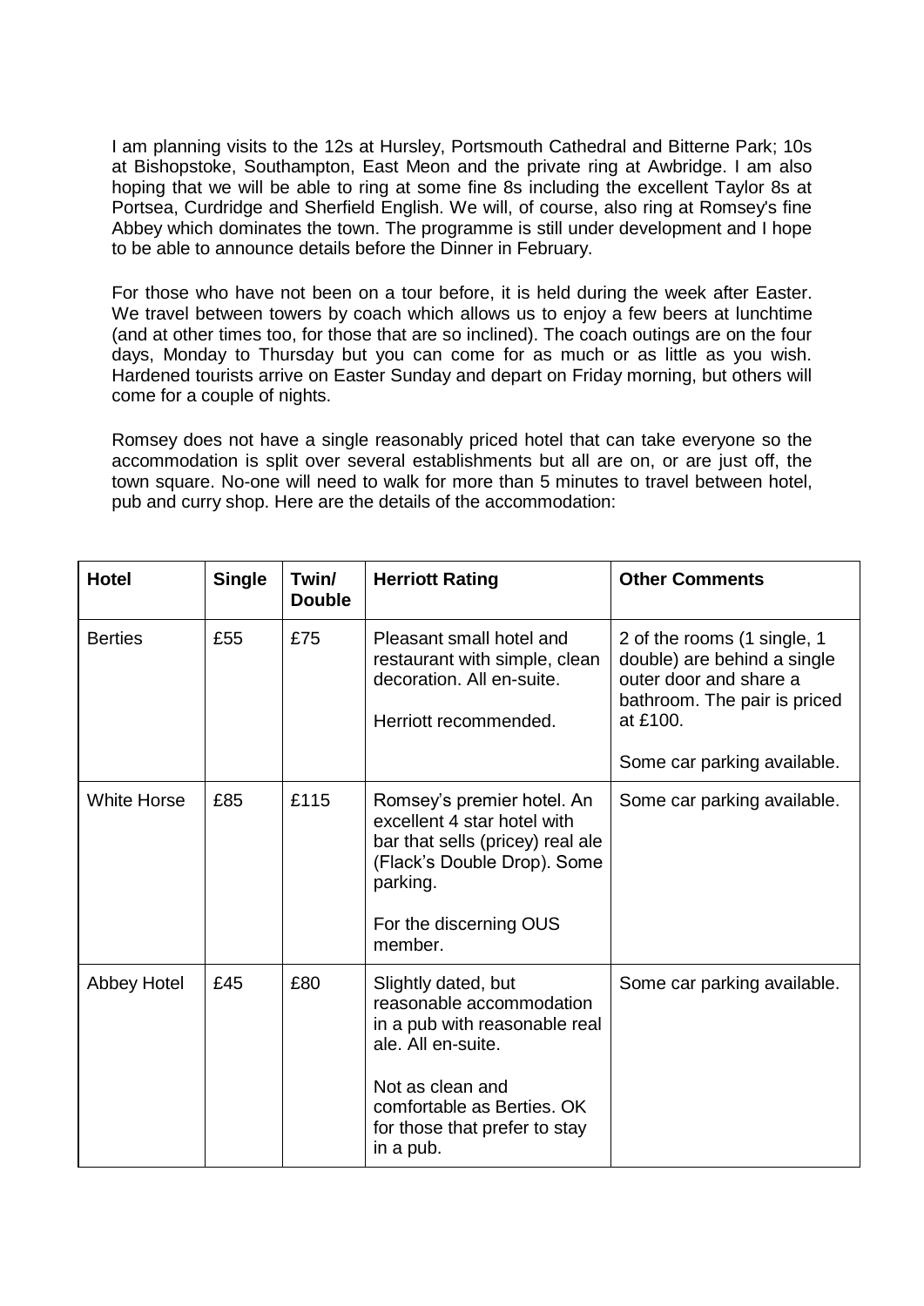I am planning visits to the 12s at Hursley, Portsmouth Cathedral and Bitterne Park; 10s at Bishopstoke, Southampton, East Meon and the private ring at Awbridge. I am also hoping that we will be able to ring at some fine 8s including the excellent Taylor 8s at Portsea, Curdridge and Sherfield English. We will, of course, also ring at Romsey's fine Abbey which dominates the town. The programme is still under development and I hope to be able to announce details before the Dinner in February.

For those who have not been on a tour before, it is held during the week after Easter. We travel between towers by coach which allows us to enjoy a few beers at lunchtime (and at other times too, for those that are so inclined). The coach outings are on the four days, Monday to Thursday but you can come for as much or as little as you wish. Hardened tourists arrive on Easter Sunday and depart on Friday morning, but others will come for a couple of nights.

Romsey does not have a single reasonably priced hotel that can take everyone so the accommodation is split over several establishments but all are on, or are just off, the town square. No-one will need to walk for more than 5 minutes to travel between hotel, pub and curry shop. Here are the details of the accommodation:

| Hotel | Single | Twin/ Double | Herriott Rating | Other Comments |
|---|---|---|---|---|
| Berties | £55 | £75 | Pleasant small hotel and restaurant with simple, clean decoration. All en-suite.<br><br>Herriott recommended. | 2 of the rooms (1 single, 1 double) are behind a single outer door and share a bathroom. The pair is priced at £100.<br><br>Some car parking available. |
| White Horse | £85 | £115 | Romsey's premier hotel. An excellent 4 star hotel with bar that sells (pricey) real ale (Flack's Double Drop). Some parking.<br><br>For the discerning OUS member. | Some car parking available. |
| Abbey Hotel | £45 | £80 | Slightly dated, but reasonable accommodation in a pub with reasonable real ale. All en-suite.<br><br>Not as clean and comfortable as Berties. OK for those that prefer to stay in a pub. | Some car parking available. |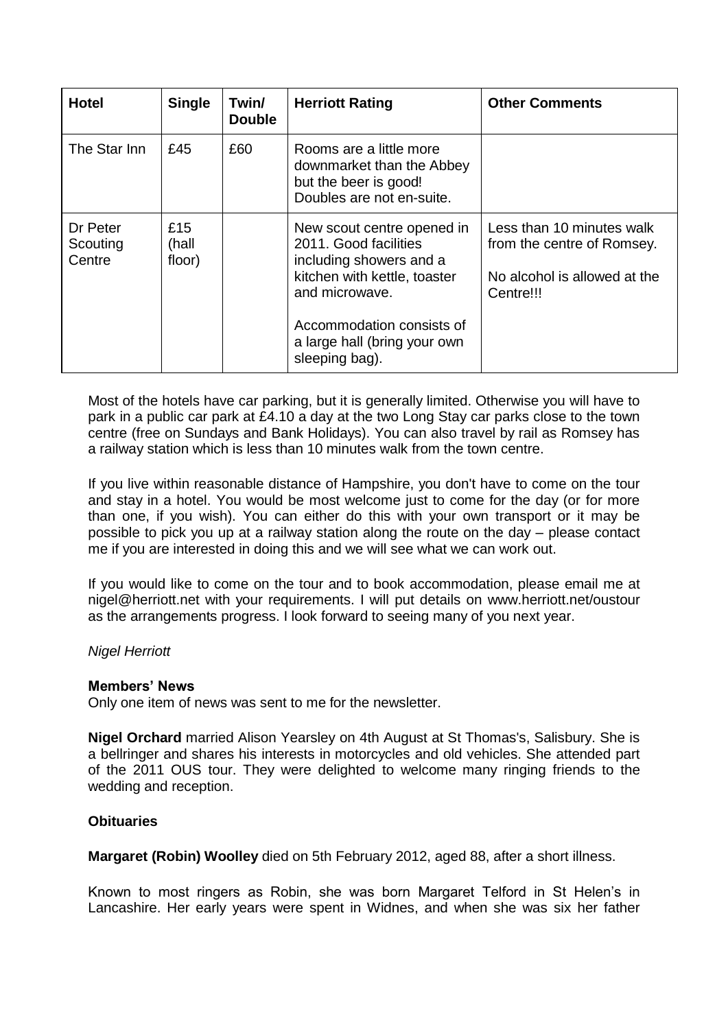| Hotel | Single | Twin/ Double | Herriott Rating | Other Comments |
|---|---|---|---|---|
| The Star Inn | £45 | £60 | Rooms are a little more downmarket than the Abbey but the beer is good! Doubles are not en-suite. | |
| Dr Peter Scouting Centre | £15 (hall floor) | | New scout centre opened in 2011. Good facilities including showers and a kitchen with kettle, toaster and microwave.<br><br>Accommodation consists of a large hall (bring your own sleeping bag). | Less than 10 minutes walk from the centre of Romsey.<br><br>No alcohol is allowed at the Centre!!! |

Most of the hotels have car parking, but it is generally limited. Otherwise you will have to park in a public car park at £4.10 a day at the two Long Stay car parks close to the town centre (free on Sundays and Bank Holidays). You can also travel by rail as Romsey has a railway station which is less than 10 minutes walk from the town centre.

If you live within reasonable distance of Hampshire, you don't have to come on the tour and stay in a hotel. You would be most welcome just to come for the day (or for more than one, if you wish). You can either do this with your own transport or it may be possible to pick you up at a railway station along the route on the day – please contact me if you are interested in doing this and we will see what we can work out.

If you would like to come on the tour and to book accommodation, please email me at nigel@herriott.net with your requirements. I will put details on www.herriott.net/oustour as the arrangements progress. I look forward to seeing many of you next year.

*Nigel Herriott*

**Members' News**

Only one item of news was sent to me for the newsletter.

**Nigel Orchard** married Alison Yearsley on 4th August at St Thomas's, Salisbury. She is a bellringer and shares his interests in motorcycles and old vehicles. She attended part of the 2011 OUS tour. They were delighted to welcome many ringing friends to the wedding and reception.

**Obituaries**

**Margaret (Robin) Woolley** died on 5th February 2012, aged 88, after a short illness.

Known to most ringers as Robin, she was born Margaret Telford in St Helen's in Lancashire. Her early years were spent in Widnes, and when she was six her father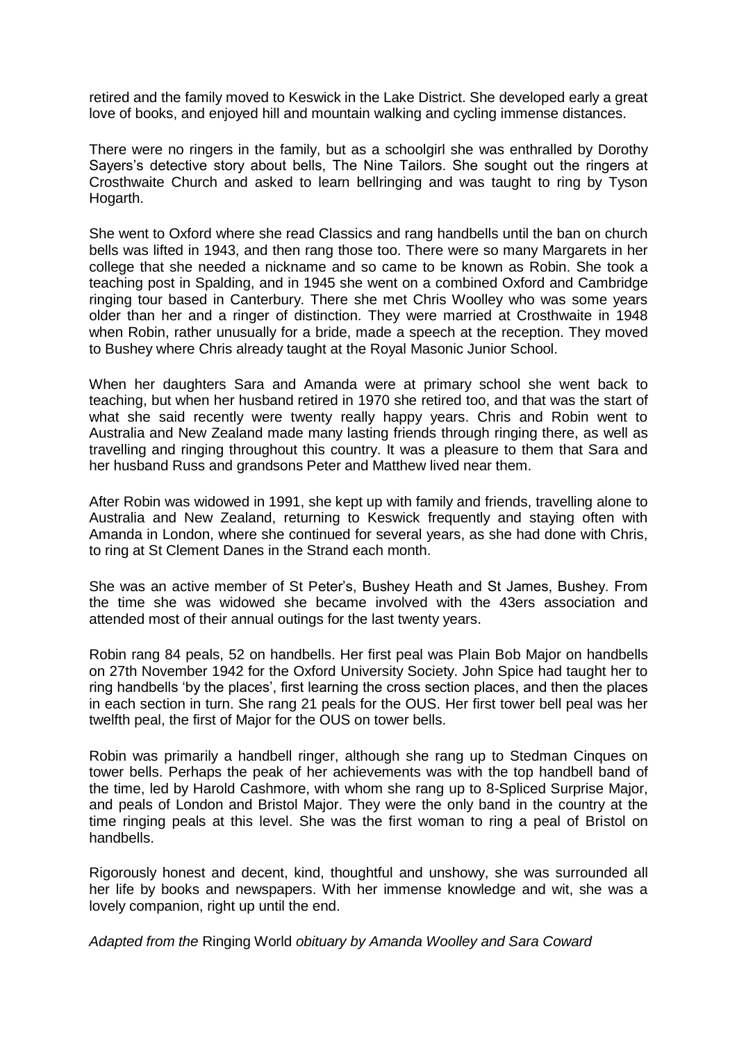retired and the family moved to Keswick in the Lake District. She developed early a great love of books, and enjoyed hill and mountain walking and cycling immense distances.

There were no ringers in the family, but as a schoolgirl she was enthralled by Dorothy Sayers's detective story about bells, The Nine Tailors. She sought out the ringers at Crosthwaite Church and asked to learn bellringing and was taught to ring by Tyson Hogarth.

She went to Oxford where she read Classics and rang handbells until the ban on church bells was lifted in 1943, and then rang those too. There were so many Margarets in her college that she needed a nickname and so came to be known as Robin. She took a teaching post in Spalding, and in 1945 she went on a combined Oxford and Cambridge ringing tour based in Canterbury. There she met Chris Woolley who was some years older than her and a ringer of distinction. They were married at Crosthwaite in 1948 when Robin, rather unusually for a bride, made a speech at the reception. They moved to Bushey where Chris already taught at the Royal Masonic Junior School.

When her daughters Sara and Amanda were at primary school she went back to teaching, but when her husband retired in 1970 she retired too, and that was the start of what she said recently were twenty really happy years. Chris and Robin went to Australia and New Zealand made many lasting friends through ringing there, as well as travelling and ringing throughout this country. It was a pleasure to them that Sara and her husband Russ and grandsons Peter and Matthew lived near them.

After Robin was widowed in 1991, she kept up with family and friends, travelling alone to Australia and New Zealand, returning to Keswick frequently and staying often with Amanda in London, where she continued for several years, as she had done with Chris, to ring at St Clement Danes in the Strand each month.

She was an active member of St Peter's, Bushey Heath and St James, Bushey. From the time she was widowed she became involved with the 43ers association and attended most of their annual outings for the last twenty years.

Robin rang 84 peals, 52 on handbells. Her first peal was Plain Bob Major on handbells on 27th November 1942 for the Oxford University Society. John Spice had taught her to ring handbells 'by the places', first learning the cross section places, and then the places in each section in turn. She rang 21 peals for the OUS. Her first tower bell peal was her twelfth peal, the first of Major for the OUS on tower bells.

Robin was primarily a handbell ringer, although she rang up to Stedman Cinques on tower bells. Perhaps the peak of her achievements was with the top handbell band of the time, led by Harold Cashmore, with whom she rang up to 8-Spliced Surprise Major, and peals of London and Bristol Major. They were the only band in the country at the time ringing peals at this level. She was the first woman to ring a peal of Bristol on handbells.

Rigorously honest and decent, kind, thoughtful and unshowy, she was surrounded all her life by books and newspapers. With her immense knowledge and wit, she was a lovely companion, right up until the end.

*Adapted from the* Ringing World *obituary by Amanda Woolley and Sara Coward*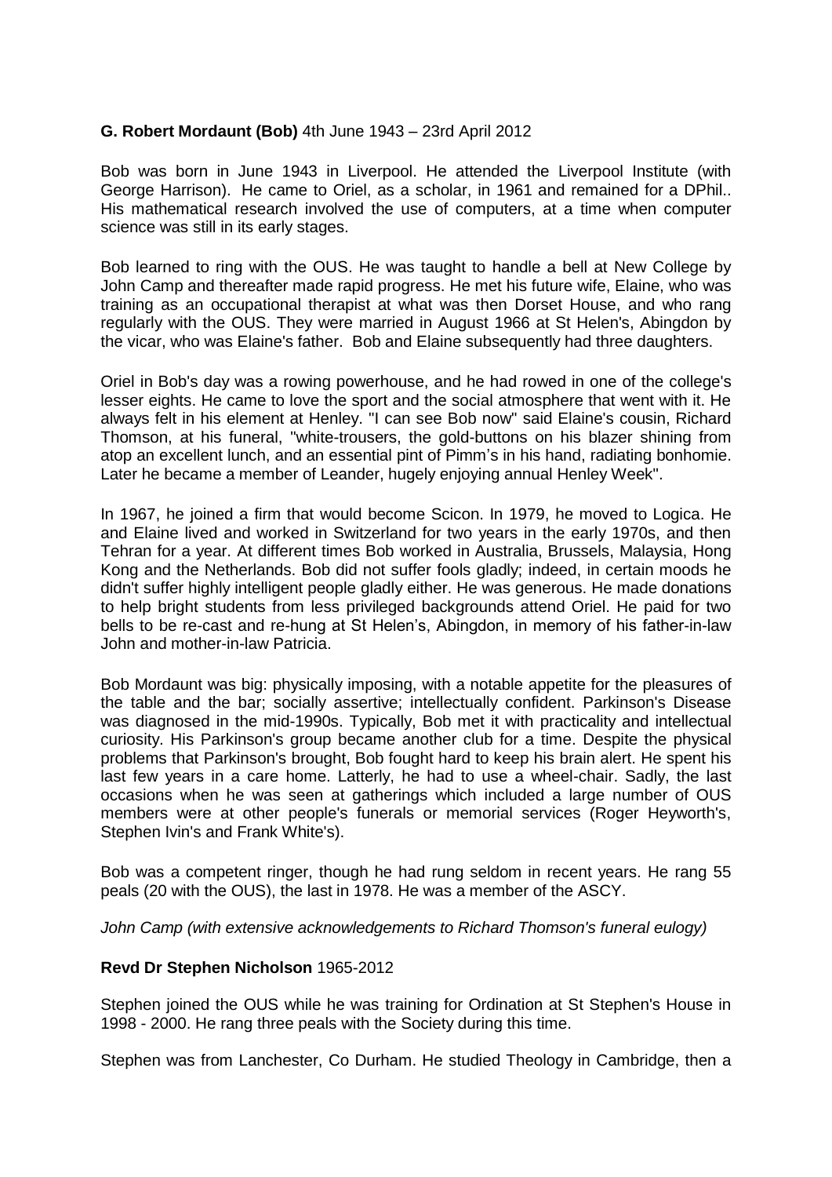**G. Robert Mordaunt (Bob)** 4th June 1943 – 23rd April 2012

Bob was born in June 1943 in Liverpool. He attended the Liverpool Institute (with George Harrison). He came to Oriel, as a scholar, in 1961 and remained for a DPhil.. His mathematical research involved the use of computers, at a time when computer science was still in its early stages.

Bob learned to ring with the OUS. He was taught to handle a bell at New College by John Camp and thereafter made rapid progress. He met his future wife, Elaine, who was training as an occupational therapist at what was then Dorset House, and who rang regularly with the OUS. They were married in August 1966 at St Helen's, Abingdon by the vicar, who was Elaine's father. Bob and Elaine subsequently had three daughters.

Oriel in Bob's day was a rowing powerhouse, and he had rowed in one of the college's lesser eights. He came to love the sport and the social atmosphere that went with it. He always felt in his element at Henley. "I can see Bob now" said Elaine's cousin, Richard Thomson, at his funeral, "white-trousers, the gold-buttons on his blazer shining from atop an excellent lunch, and an essential pint of Pimm's in his hand, radiating bonhomie. Later he became a member of Leander, hugely enjoying annual Henley Week".

In 1967, he joined a firm that would become Scicon. In 1979, he moved to Logica. He and Elaine lived and worked in Switzerland for two years in the early 1970s, and then Tehran for a year. At different times Bob worked in Australia, Brussels, Malaysia, Hong Kong and the Netherlands. Bob did not suffer fools gladly; indeed, in certain moods he didn't suffer highly intelligent people gladly either. He was generous. He made donations to help bright students from less privileged backgrounds attend Oriel. He paid for two bells to be re-cast and re-hung at St Helen's, Abingdon, in memory of his father-in-law John and mother-in-law Patricia.

Bob Mordaunt was big: physically imposing, with a notable appetite for the pleasures of the table and the bar; socially assertive; intellectually confident. Parkinson's Disease was diagnosed in the mid-1990s. Typically, Bob met it with practicality and intellectual curiosity. His Parkinson's group became another club for a time. Despite the physical problems that Parkinson's brought, Bob fought hard to keep his brain alert. He spent his last few years in a care home. Latterly, he had to use a wheel-chair. Sadly, the last occasions when he was seen at gatherings which included a large number of OUS members were at other people's funerals or memorial services (Roger Heyworth's, Stephen Ivin's and Frank White's).

Bob was a competent ringer, though he had rung seldom in recent years. He rang 55 peals (20 with the OUS), the last in 1978. He was a member of the ASCY.

*John Camp (with extensive acknowledgements to Richard Thomson's funeral eulogy)*

**Revd Dr Stephen Nicholson** 1965-2012

Stephen joined the OUS while he was training for Ordination at St Stephen's House in 1998 - 2000. He rang three peals with the Society during this time.

Stephen was from Lanchester, Co Durham. He studied Theology in Cambridge, then a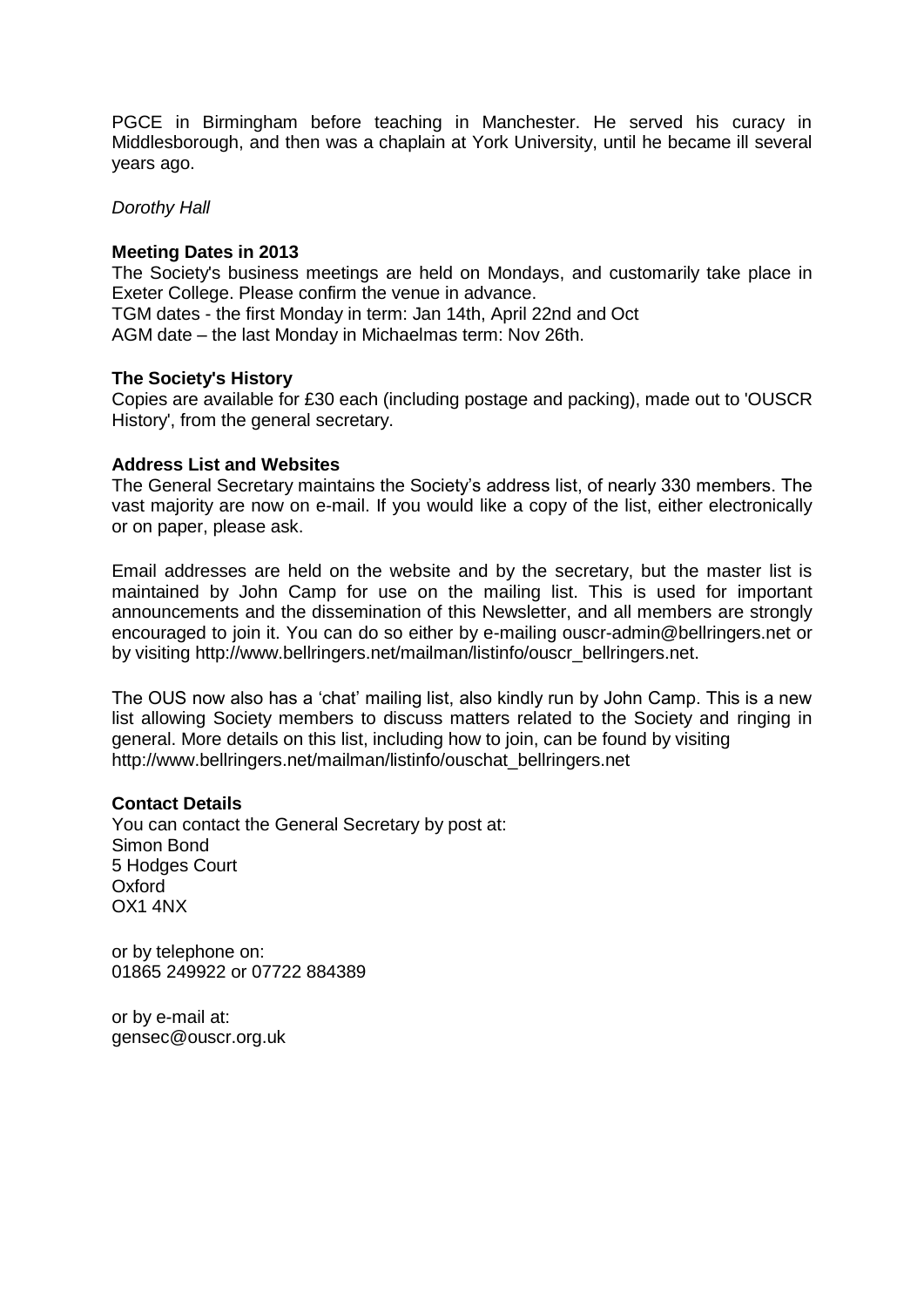PGCE in Birmingham before teaching in Manchester. He served his curacy in Middlesborough, and then was a chaplain at York University, until he became ill several years ago.

*Dorothy Hall*

**Meeting Dates in 2013**

The Society's business meetings are held on Mondays, and customarily take place in Exeter College. Please confirm the venue in advance.

TGM dates - the first Monday in term: Jan 14th, April 22nd and Oct

AGM date – the last Monday in Michaelmas term: Nov 26th.

**The Society's History**

Copies are available for £30 each (including postage and packing), made out to 'OUSCR History', from the general secretary.

**Address List and Websites**

The General Secretary maintains the Society's address list, of nearly 330 members. The vast majority are now on e-mail. If you would like a copy of the list, either electronically or on paper, please ask.

Email addresses are held on the website and by the secretary, but the master list is maintained by John Camp for use on the mailing list. This is used for important announcements and the dissemination of this Newsletter, and all members are strongly encouraged to join it. You can do so either by e-mailing ouscr-admin@bellringers.net or by visiting http://www.bellringers.net/mailman/listinfo/ouscr_bellringers.net.

The OUS now also has a 'chat' mailing list, also kindly run by John Camp. This is a new list allowing Society members to discuss matters related to the Society and ringing in general. More details on this list, including how to join, can be found by visiting http://www.bellringers.net/mailman/listinfo/ouschat_bellringers.net

**Contact Details**

You can contact the General Secretary by post at:
Simon Bond
5 Hodges Court
Oxford
OX1 4NX

or by telephone on:
01865 249922 or 07722 884389

or by e-mail at:
gensec@ouscr.org.uk